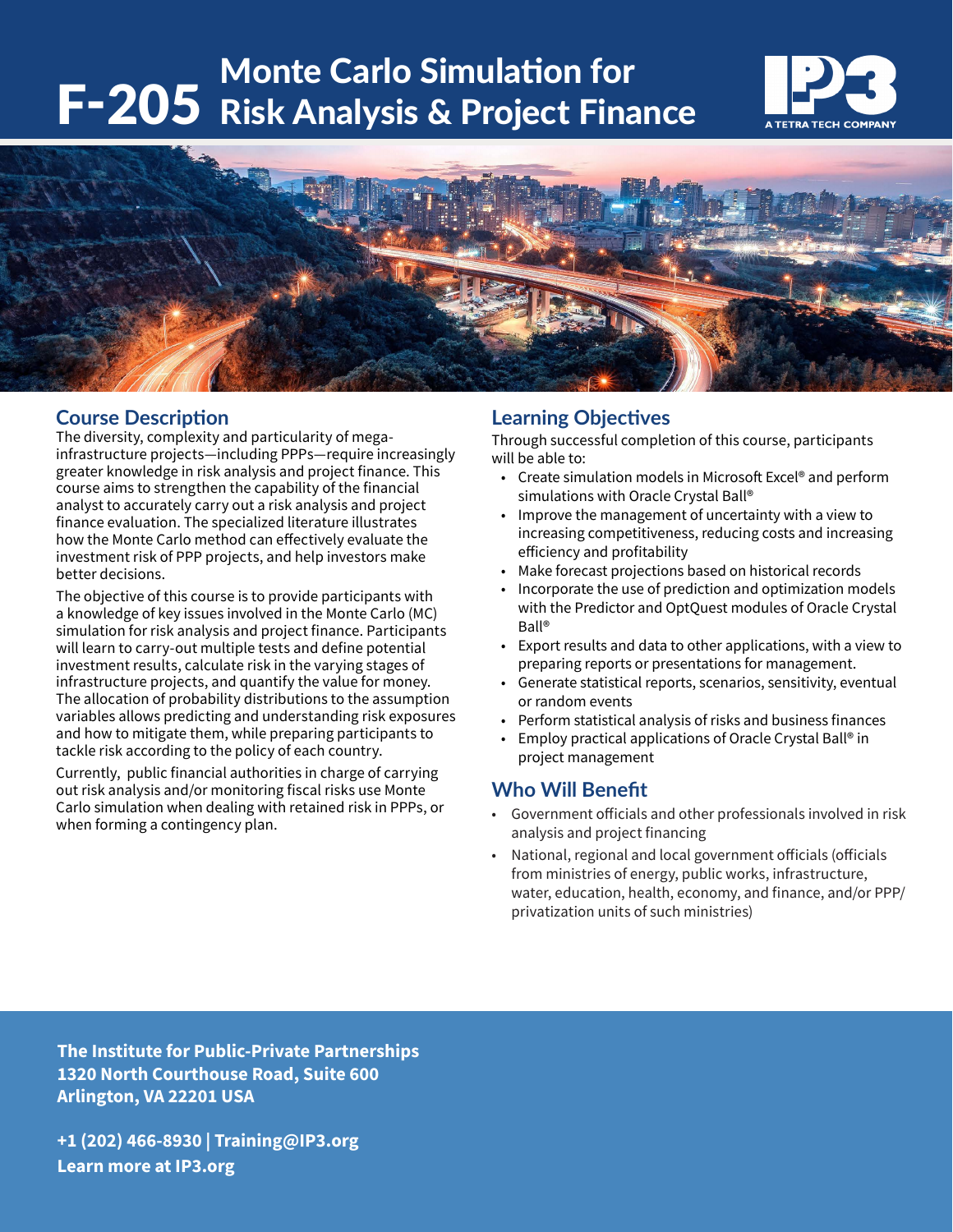# F-205 Monte Carlo Simulation for Risk Analysis & Project Finance

IP3 A TETRA TECH COMPANY

## Course Description

The diversity, complexity and particularity of mega-infrastructure projects—including PPPs—require increasingly greater knowledge in risk analysis and project finance. This course aims to strengthen the capability of the financial analyst to accurately carry out a risk analysis and project finance evaluation. The specialized literature illustrates how the Monte Carlo method can effectively evaluate the investment risk of PPP projects, and help investors make better decisions.

The objective of this course is to provide participants with a knowledge of key issues involved in the Monte Carlo (MC) simulation for risk analysis and project finance. Participants will learn to carry-out multiple tests and define potential investment results, calculate risk in the varying stages of infrastructure projects, and quantify the value for money. The allocation of probability distributions to the assumption variables allows predicting and understanding risk exposures and how to mitigate them, while preparing participants to tackle risk according to the policy of each country.

Currently, public financial authorities in charge of carrying out risk analysis and/or monitoring fiscal risks use Monte Carlo simulation when dealing with retained risk in PPPs, or when forming a contingency plan.

## Learning Objectives

Through successful completion of this course, participants will be able to:

- Create simulation models in Microsoft Excel® and perform simulations with Oracle Crystal Ball®
- Improve the management of uncertainty with a view to increasing competitiveness, reducing costs and increasing efficiency and profitability
- Make forecast projections based on historical records
- Incorporate the use of prediction and optimization models with the Predictor and OptQuest modules of Oracle Crystal Ball®
- Export results and data to other applications, with a view to preparing reports or presentations for management.
- Generate statistical reports, scenarios, sensitivity, eventual or random events
- Perform statistical analysis of risks and business finances
- Employ practical applications of Oracle Crystal Ball® in project management

## Who Will Benefit

- Government officials and other professionals involved in risk analysis and project financing
- National, regional and local government officials (officials from ministries of energy, public works, infrastructure, water, education, health, economy, and finance, and/or PPP/privatization units of such ministries)

**The Institute for Public-Private Partnerships**
**1320 North Courthouse Road, Suite 600**
**Arlington, VA 22201 USA**

**+1 (202) 466-8930 | Training@IP3.org**
**Learn more at IP3.org**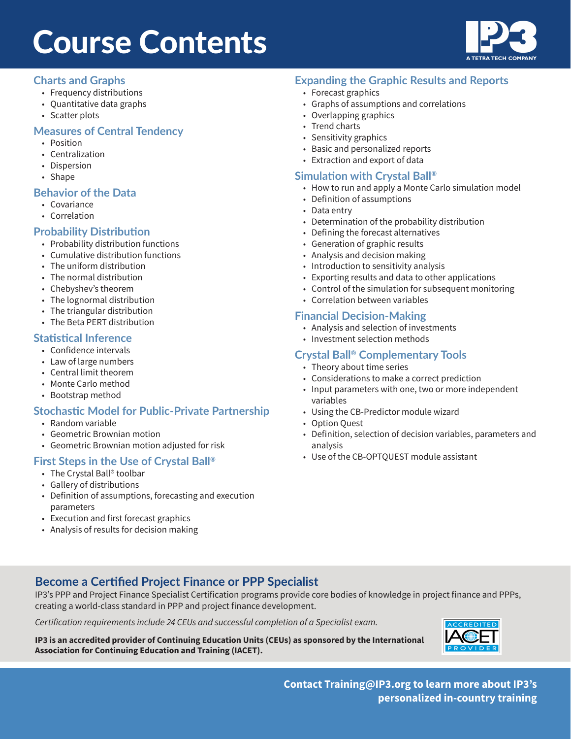# Course Contents

## Charts and Graphs

- Frequency distributions
- Quantitative data graphs
- Scatter plots

## Measures of Central Tendency

- Position
- Centralization
- Dispersion
- Shape

## Behavior of the Data

- Covariance
- Correlation

## Probability Distribution

- Probability distribution functions
- Cumulative distribution functions
- The uniform distribution
- The normal distribution
- Chebyshev's theorem
- The lognormal distribution
- The triangular distribution
- The Beta PERT distribution

## Statistical Inference

- Confidence intervals
- Law of large numbers
- Central limit theorem
- Monte Carlo method
- Bootstrap method

## Stochastic Model for Public-Private Partnership

- Random variable
- Geometric Brownian motion
- Geometric Brownian motion adjusted for risk

## First Steps in the Use of Crystal Ball®

- The Crystal Ball® toolbar
- Gallery of distributions
- Definition of assumptions, forecasting and execution parameters
- Execution and first forecast graphics
- Analysis of results for decision making

## Expanding the Graphic Results and Reports

- Forecast graphics
- Graphs of assumptions and correlations
- Overlapping graphics
- Trend charts
- Sensitivity graphics
- Basic and personalized reports
- Extraction and export of data

## Simulation with Crystal Ball®

- How to run and apply a Monte Carlo simulation model
- Definition of assumptions
- Data entry
- Determination of the probability distribution
- Defining the forecast alternatives
- Generation of graphic results
- Analysis and decision making
- Introduction to sensitivity analysis
- Exporting results and data to other applications
- Control of the simulation for subsequent monitoring
- Correlation between variables

## Financial Decision-Making

- Analysis and selection of investments
- Investment selection methods

## Crystal Ball® Complementary Tools

- Theory about time series
- Considerations to make a correct prediction
- Input parameters with one, two or more independent variables
- Using the CB-Predictor module wizard
- Option Quest
- Definition, selection of decision variables, parameters and analysis
- Use of the CB-OPTQUEST module assistant

## Become a Certified Project Finance or PPP Specialist

IP3's PPP and Project Finance Specialist Certification programs provide core bodies of knowledge in project finance and PPPs, creating a world-class standard in PPP and project finance development.

*Certification requirements include 24 CEUs and successful completion of a Specialist exam.*

**IP3 is an accredited provider of Continuing Education Units (CEUs) as sponsored by the International Association for Continuing Education and Training (IACET).**

**Contact Training@IP3.org to learn more about IP3's personalized in-country training**